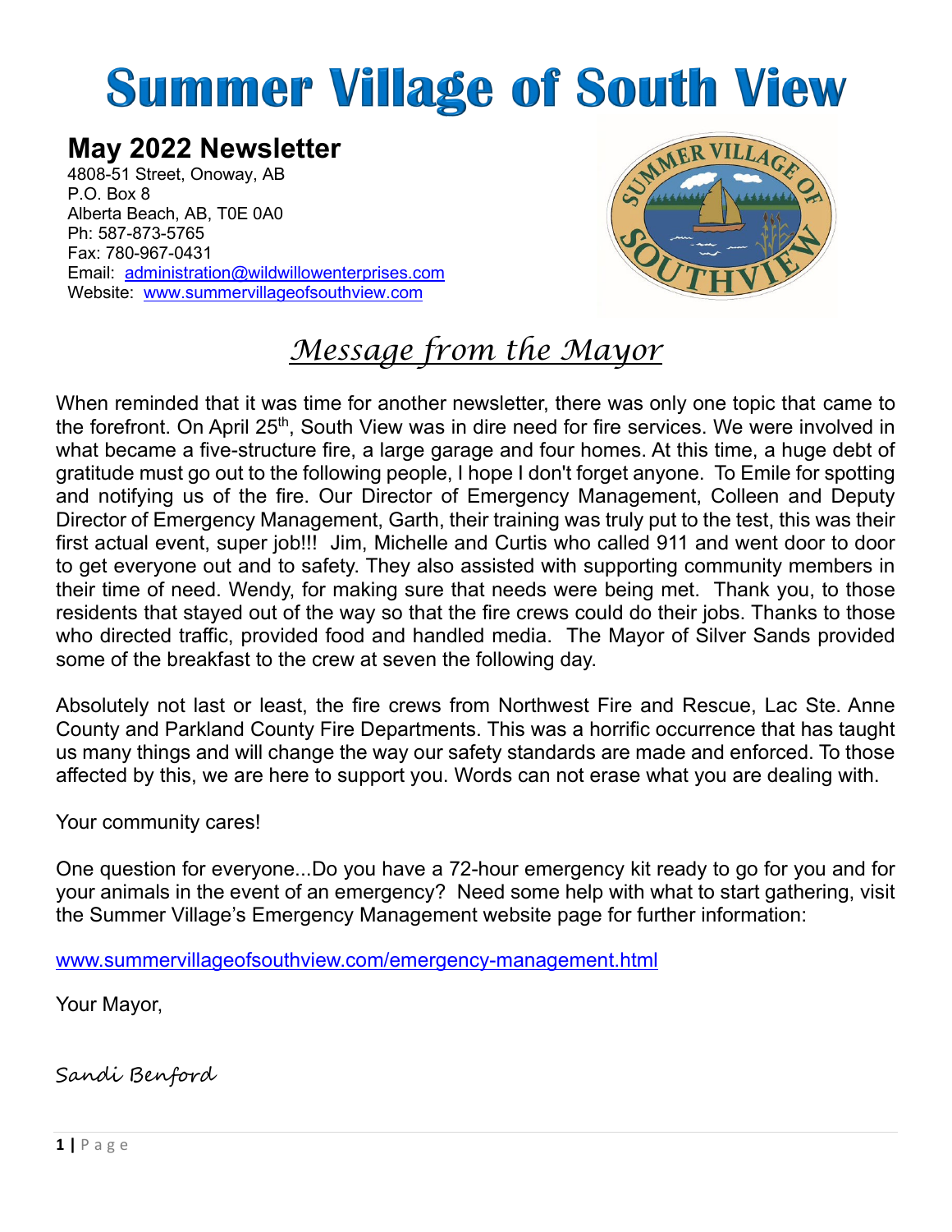# Summer Village of South View

## May 2022 Newsletter

4808-51 Street, Onoway, AB
P.O. Box 8
Alberta Beach, AB, T0E 0A0
Ph: 587-873-5765
Fax: 780-967-0431
Email: administration@wildwillowenterprises.com
Website: www.summervillageofsouthview.com

## *Message from the Mayor*

When reminded that it was time for another newsletter, there was only one topic that came to the forefront. On April 25th, South View was in dire need for fire services. We were involved in what became a five-structure fire, a large garage and four homes. At this time, a huge debt of gratitude must go out to the following people, I hope I don't forget anyone. To Emile for spotting and notifying us of the fire. Our Director of Emergency Management, Colleen and Deputy Director of Emergency Management, Garth, their training was truly put to the test, this was their first actual event, super job!!! Jim, Michelle and Curtis who called 911 and went door to door to get everyone out and to safety. They also assisted with supporting community members in their time of need. Wendy, for making sure that needs were being met. Thank you, to those residents that stayed out of the way so that the fire crews could do their jobs. Thanks to those who directed traffic, provided food and handled media. The Mayor of Silver Sands provided some of the breakfast to the crew at seven the following day.

Absolutely not last or least, the fire crews from Northwest Fire and Rescue, Lac Ste. Anne County and Parkland County Fire Departments. This was a horrific occurrence that has taught us many things and will change the way our safety standards are made and enforced. To those affected by this, we are here to support you. Words can not erase what you are dealing with.

Your community cares!

One question for everyone...Do you have a 72-hour emergency kit ready to go for you and for your animals in the event of an emergency? Need some help with what to start gathering, visit the Summer Village's Emergency Management website page for further information:

www.summervillageofsouthview.com/emergency-management.html

Your Mayor,

*Sandi Benford*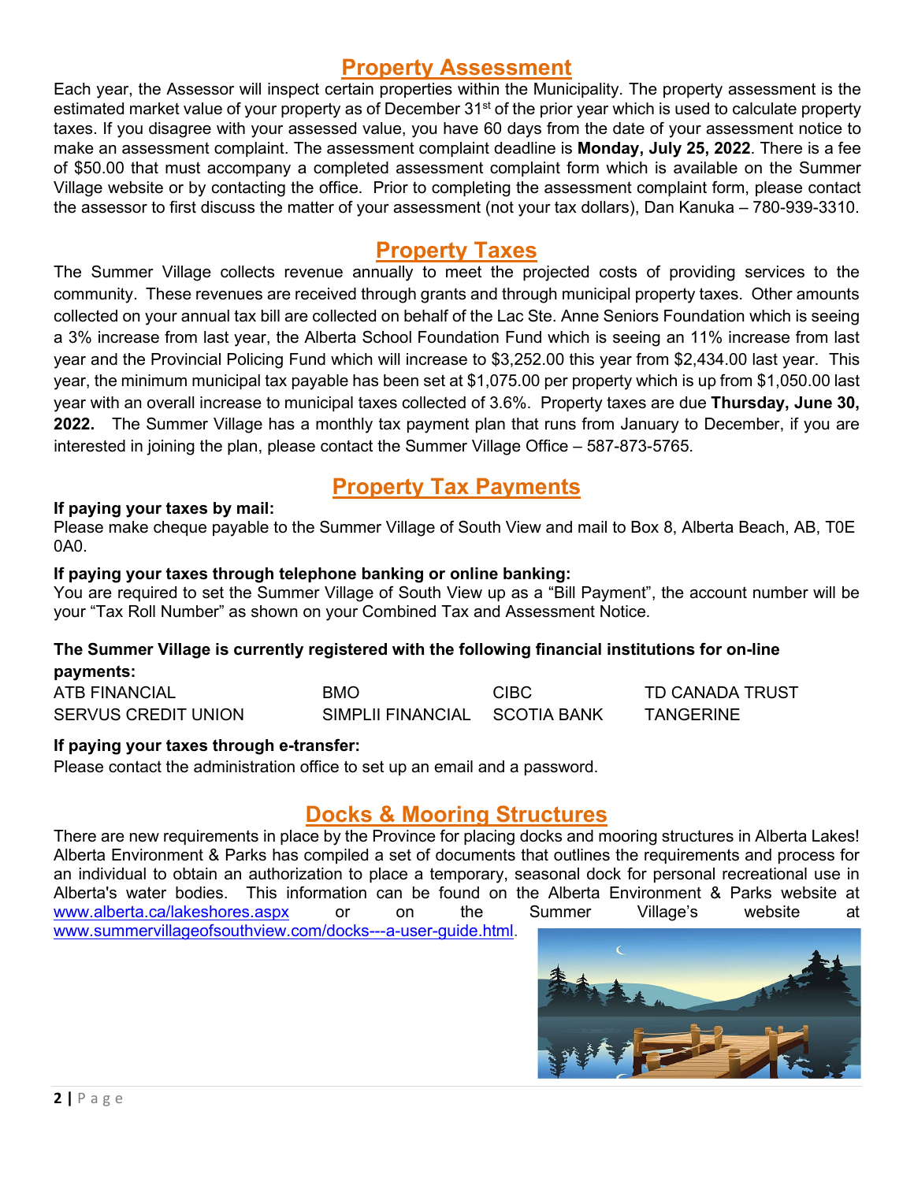## Property Assessment

Each year, the Assessor will inspect certain properties within the Municipality. The property assessment is the estimated market value of your property as of December 31st of the prior year which is used to calculate property taxes. If you disagree with your assessed value, you have 60 days from the date of your assessment notice to make an assessment complaint. The assessment complaint deadline is **Monday, July 25, 2022**. There is a fee of $50.00 that must accompany a completed assessment complaint form which is available on the Summer Village website or by contacting the office. Prior to completing the assessment complaint form, please contact the assessor to first discuss the matter of your assessment (not your tax dollars), Dan Kanuka – 780-939-3310.

## Property Taxes

The Summer Village collects revenue annually to meet the projected costs of providing services to the community. These revenues are received through grants and through municipal property taxes. Other amounts collected on your annual tax bill are collected on behalf of the Lac Ste. Anne Seniors Foundation which is seeing a 3% increase from last year, the Alberta School Foundation Fund which is seeing an 11% increase from last year and the Provincial Policing Fund which will increase to $3,252.00 this year from $2,434.00 last year. This year, the minimum municipal tax payable has been set at $1,075.00 per property which is up from $1,050.00 last year with an overall increase to municipal taxes collected of 3.6%. Property taxes are due **Thursday, June 30, 2022.** The Summer Village has a monthly tax payment plan that runs from January to December, if you are interested in joining the plan, please contact the Summer Village Office – 587-873-5765.

## Property Tax Payments

**If paying your taxes by mail:**
Please make cheque payable to the Summer Village of South View and mail to Box 8, Alberta Beach, AB, T0E 0A0.

**If paying your taxes through telephone banking or online banking:**
You are required to set the Summer Village of South View up as a “Bill Payment”, the account number will be your “Tax Roll Number” as shown on your Combined Tax and Assessment Notice.

**The Summer Village is currently registered with the following financial institutions for on-line payments:**

| | | | |
|---|---|---|---|
| ATB FINANCIAL | BMO | CIBC | TD CANADA TRUST |
| SERVUS CREDIT UNION | SIMPLII FINANCIAL | SCOTIA BANK | TANGERINE |

**If paying your taxes through e-transfer:**
Please contact the administration office to set up an email and a password.

## Docks & Mooring Structures

There are new requirements in place by the Province for placing docks and mooring structures in Alberta Lakes! Alberta Environment & Parks has compiled a set of documents that outlines the requirements and process for an individual to obtain an authorization to place a temporary, seasonal dock for personal recreational use in Alberta's water bodies. This information can be found on the Alberta Environment & Parks website at www.alberta.ca/lakeshores.aspx or on the Summer Village's website at www.summervillageofsouthview.com/docks---a-user-guide.html.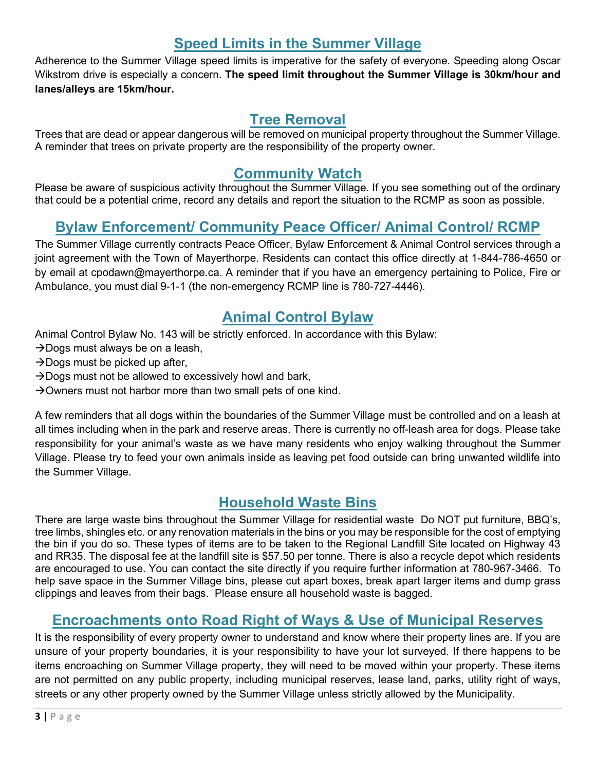## Speed Limits in the Summer Village

Adherence to the Summer Village speed limits is imperative for the safety of everyone. Speeding along Oscar Wikstrom drive is especially a concern. **The speed limit throughout the Summer Village is 30km/hour and lanes/alleys are 15km/hour.**

## Tree Removal

Trees that are dead or appear dangerous will be removed on municipal property throughout the Summer Village. A reminder that trees on private property are the responsibility of the property owner.

## Community Watch

Please be aware of suspicious activity throughout the Summer Village. If you see something out of the ordinary that could be a potential crime, record any details and report the situation to the RCMP as soon as possible.

## Bylaw Enforcement/ Community Peace Officer/ Animal Control/ RCMP

The Summer Village currently contracts Peace Officer, Bylaw Enforcement & Animal Control services through a joint agreement with the Town of Mayerthorpe. Residents can contact this office directly at 1-844-786-4650 or by email at cpodawn@mayerthorpe.ca. A reminder that if you have an emergency pertaining to Police, Fire or Ambulance, you must dial 9-1-1 (the non-emergency RCMP line is 780-727-4446).

## Animal Control Bylaw

Animal Control Bylaw No. 143 will be strictly enforced. In accordance with this Bylaw:

→Dogs must always be on a leash,
→Dogs must be picked up after,
→Dogs must not be allowed to excessively howl and bark,
→Owners must not harbor more than two small pets of one kind.

A few reminders that all dogs within the boundaries of the Summer Village must be controlled and on a leash at all times including when in the park and reserve areas. There is currently no off-leash area for dogs. Please take responsibility for your animal's waste as we have many residents who enjoy walking throughout the Summer Village. Please try to feed your own animals inside as leaving pet food outside can bring unwanted wildlife into the Summer Village.

## Household Waste Bins

There are large waste bins throughout the Summer Village for residential waste Do NOT put furniture, BBQ's, tree limbs, shingles etc. or any renovation materials in the bins or you may be responsible for the cost of emptying the bin if you do so. These types of items are to be taken to the Regional Landfill Site located on Highway 43 and RR35. The disposal fee at the landfill site is $57.50 per tonne. There is also a recycle depot which residents are encouraged to use. You can contact the site directly if you require further information at 780-967-3466. To help save space in the Summer Village bins, please cut apart boxes, break apart larger items and dump grass clippings and leaves from their bags. Please ensure all household waste is bagged.

## Encroachments onto Road Right of Ways & Use of Municipal Reserves

It is the responsibility of every property owner to understand and know where their property lines are. If you are unsure of your property boundaries, it is your responsibility to have your lot surveyed. If there happens to be items encroaching on Summer Village property, they will need to be moved within your property. These items are not permitted on any public property, including municipal reserves, lease land, parks, utility right of ways, streets or any other property owned by the Summer Village unless strictly allowed by the Municipality.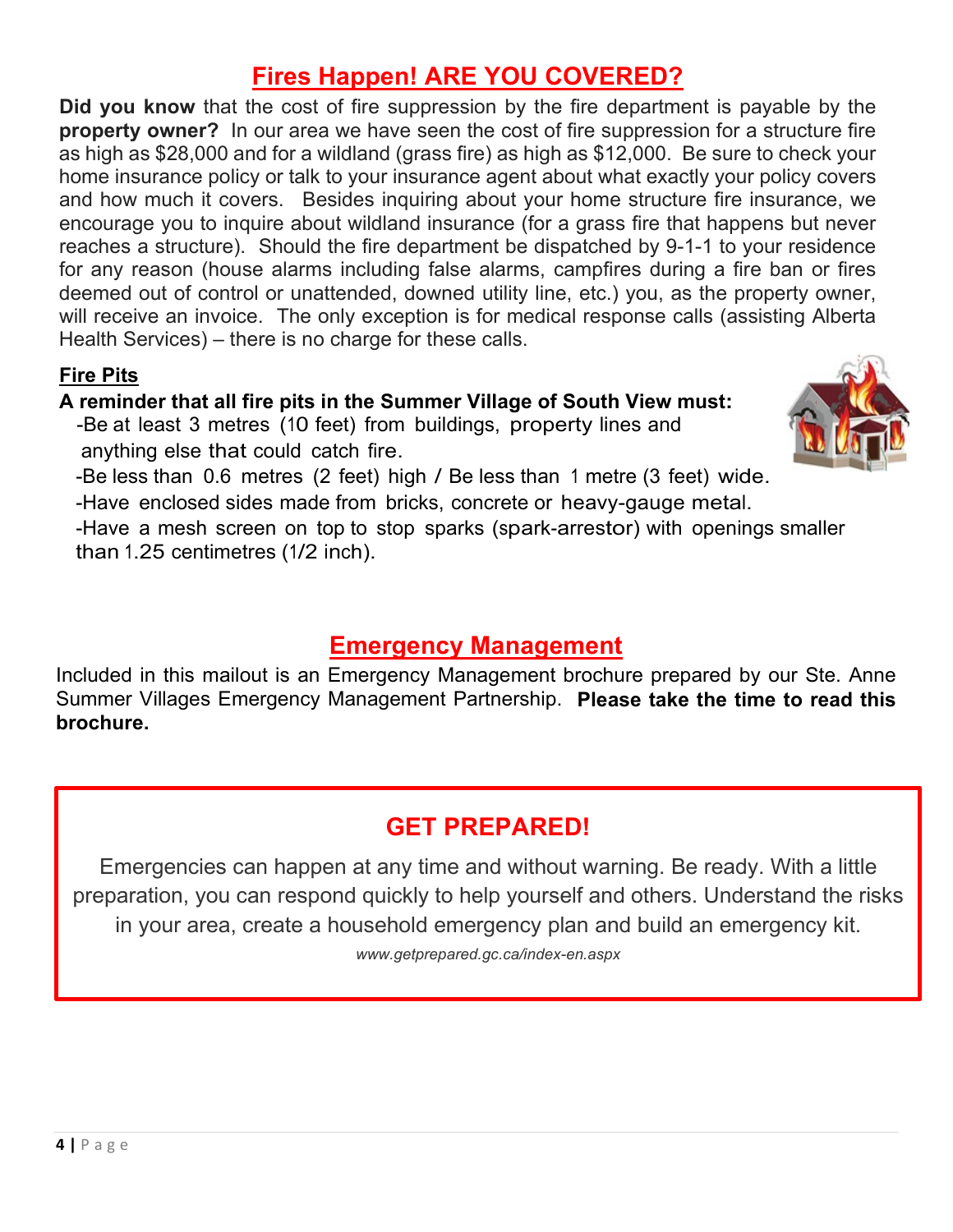## Fires Happen! ARE YOU COVERED?

**Did you know** that the cost of fire suppression by the fire department is payable by the **property owner?** In our area we have seen the cost of fire suppression for a structure fire as high as $28,000 and for a wildland (grass fire) as high as $12,000. Be sure to check your home insurance policy or talk to your insurance agent about what exactly your policy covers and how much it covers. Besides inquiring about your home structure fire insurance, we encourage you to inquire about wildland insurance (for a grass fire that happens but never reaches a structure). Should the fire department be dispatched by 9-1-1 to your residence for any reason (house alarms including false alarms, campfires during a fire ban or fires deemed out of control or unattended, downed utility line, etc.) you, as the property owner, will receive an invoice. The only exception is for medical response calls (assisting Alberta Health Services) – there is no charge for these calls.

### Fire Pits

**A reminder that all fire pits in the Summer Village of South View must:**

- Be at least 3 metres (10 feet) from buildings, property lines and anything else that could catch fire.
- Be less than 0.6 metres (2 feet) high / Be less than 1 metre (3 feet) wide.
- Have enclosed sides made from bricks, concrete or heavy-gauge metal.
- Have a mesh screen on top to stop sparks (spark-arrestor) with openings smaller than 1.25 centimetres (1/2 inch).

## Emergency Management

Included in this mailout is an Emergency Management brochure prepared by our Ste. Anne Summer Villages Emergency Management Partnership. **Please take the time to read this brochure.**

## GET PREPARED!

Emergencies can happen at any time and without warning. Be ready. With a little preparation, you can respond quickly to help yourself and others. Understand the risks in your area, create a household emergency plan and build an emergency kit.

*www.getprepared.gc.ca/index-en.aspx*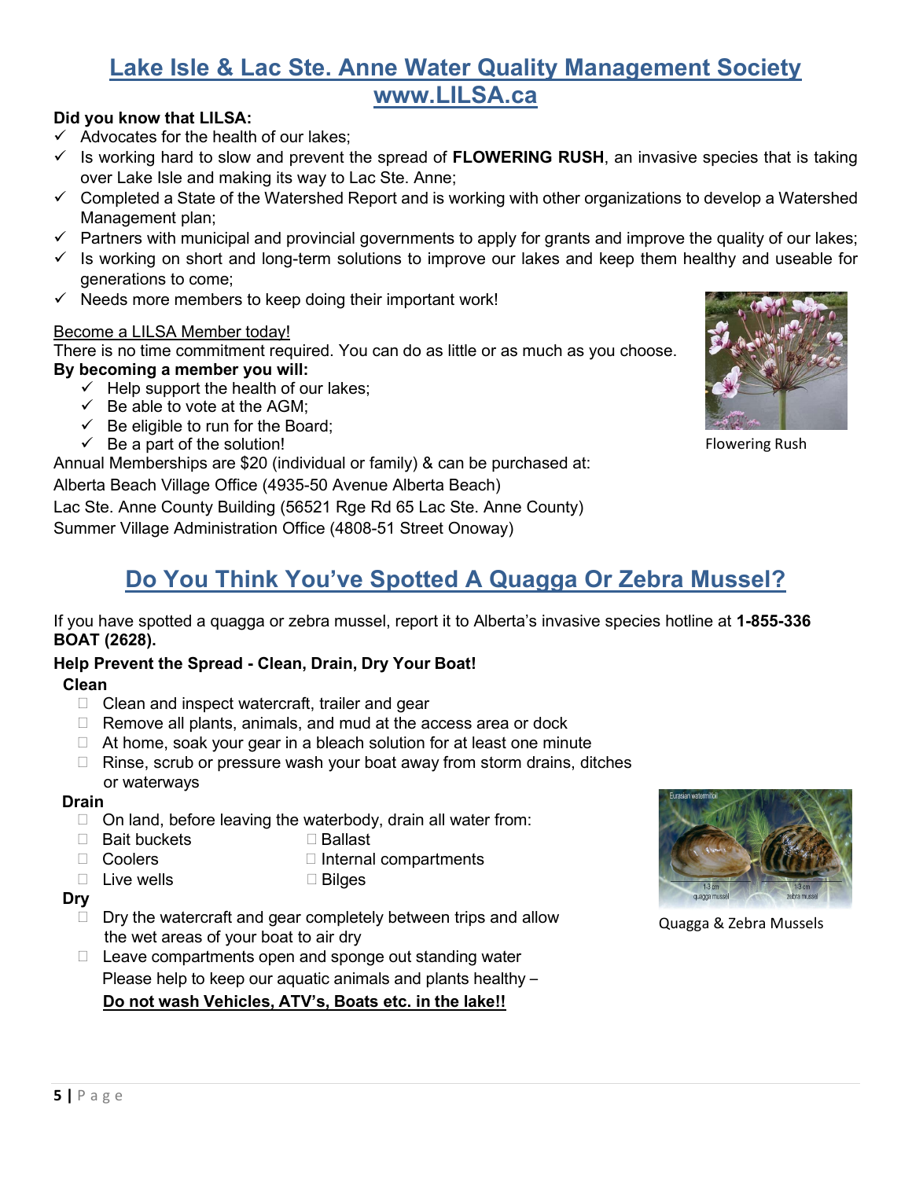# [Lake Isle & Lac Ste. Anne Water Quality Management Society](http://www.LILSA.ca)
# [www.LILSA.ca](http://www.LILSA.ca)

**Did you know that LILSA:**

- ✓ Advocates for the health of our lakes;
- ✓ Is working hard to slow and prevent the spread of **FLOWERING RUSH**, an invasive species that is taking over Lake Isle and making its way to Lac Ste. Anne;
- ✓ Completed a State of the Watershed Report and is working with other organizations to develop a Watershed Management plan;
- ✓ Partners with municipal and provincial governments to apply for grants and improve the quality of our lakes;
- ✓ Is working on short and long-term solutions to improve our lakes and keep them healthy and useable for generations to come;
- ✓ Needs more members to keep doing their important work!

<u>Become a LILSA Member today!</u>

There is no time commitment required. You can do as little or as much as you choose.

**By becoming a member you will:**

- ✓ Help support the health of our lakes;
- ✓ Be able to vote at the AGM;
- ✓ Be eligible to run for the Board;
- ✓ Be a part of the solution!

Flowering Rush

Annual Memberships are $20 (individual or family) & can be purchased at:

Alberta Beach Village Office (4935-50 Avenue Alberta Beach)

Lac Ste. Anne County Building (56521 Rge Rd 65 Lac Ste. Anne County)

Summer Village Administration Office (4808-51 Street Onoway)

## Do You Think You've Spotted A Quagga Or Zebra Mussel?

If you have spotted a quagga or zebra mussel, report it to Alberta's invasive species hotline at **1-855-336 BOAT (2628).**

**Help Prevent the Spread - Clean, Drain, Dry Your Boat!**

**Clean**

- ☐ Clean and inspect watercraft, trailer and gear
- ☐ Remove all plants, animals, and mud at the access area or dock
- ☐ At home, soak your gear in a bleach solution for at least one minute
- ☐ Rinse, scrub or pressure wash your boat away from storm drains, ditches or waterways

**Drain**

- ☐ On land, before leaving the waterbody, drain all water from:
- ☐ Bait buckets
- ☐ Coolers
- ☐ Live wells
- ☐ Ballast
- ☐ Internal compartments
- ☐ Bilges

**Dry**

- ☐ Dry the watercraft and gear completely between trips and allow the wet areas of your boat to air dry
- ☐ Leave compartments open and sponge out standing water

Please help to keep our aquatic animals and plants healthy –

<u>**Do not wash Vehicles, ATV's, Boats etc. in the lake!!**</u>

Quagga & Zebra Mussels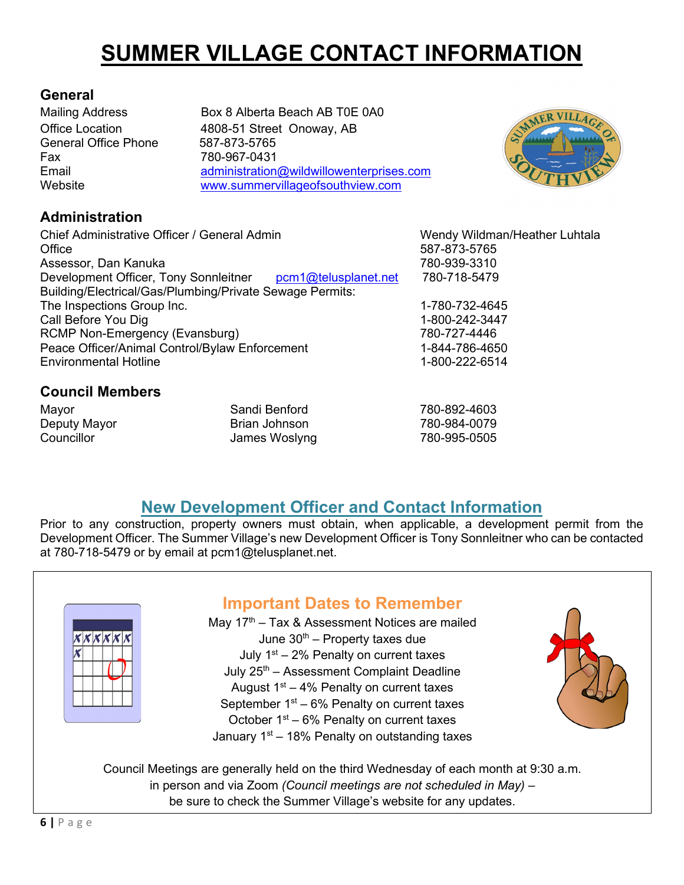# SUMMER VILLAGE CONTACT INFORMATION

## General

| | |
|---|---|
| Mailing Address | Box 8 Alberta Beach AB T0E 0A0 |
| Office Location | 4808-51 Street Onoway, AB |
| General Office Phone | 587-873-5765 |
| Fax | 780-967-0431 |
| Email | administration@wildwillowenterprises.com |
| Website | www.summervillageofsouthview.com |

## Administration

| | | |
|---|---|---|
| Chief Administrative Officer / General Admin | | Wendy Wildman/Heather Luhtala |
| Office | | 587-873-5765 |
| Assessor, Dan Kanuka | | 780-939-3310 |
| Development Officer, Tony Sonnleitner | pcm1@telusplanet.net | 780-718-5479 |
| Building/Electrical/Gas/Plumbing/Private Sewage Permits: | | |
| The Inspections Group Inc. | | 1-780-732-4645 |
| Call Before You Dig | | 1-800-242-3447 |
| RCMP Non-Emergency (Evansburg) | | 780-727-4446 |
| Peace Officer/Animal Control/Bylaw Enforcement | | 1-844-786-4650 |
| Environmental Hotline | | 1-800-222-6514 |

## Council Members

| | | |
|---|---|---|
| Mayor | Sandi Benford | 780-892-4603 |
| Deputy Mayor | Brian Johnson | 780-984-0079 |
| Councillor | James Woslyng | 780-995-0505 |

## New Development Officer and Contact Information

Prior to any construction, property owners must obtain, when applicable, a development permit from the Development Officer. The Summer Village's new Development Officer is Tony Sonnleitner who can be contacted at 780-718-5479 or by email at pcm1@telusplanet.net.

## Important Dates to Remember

May 17th – Tax & Assessment Notices are mailed
June 30th – Property taxes due
July 1st – 2% Penalty on current taxes
July 25th – Assessment Complaint Deadline
August 1st – 4% Penalty on current taxes
September 1st – 6% Penalty on current taxes
October 1st – 6% Penalty on current taxes
January 1st – 18% Penalty on outstanding taxes

Council Meetings are generally held on the third Wednesday of each month at 9:30 a.m. in person and via Zoom *(Council meetings are not scheduled in May)* – be sure to check the Summer Village's website for any updates.